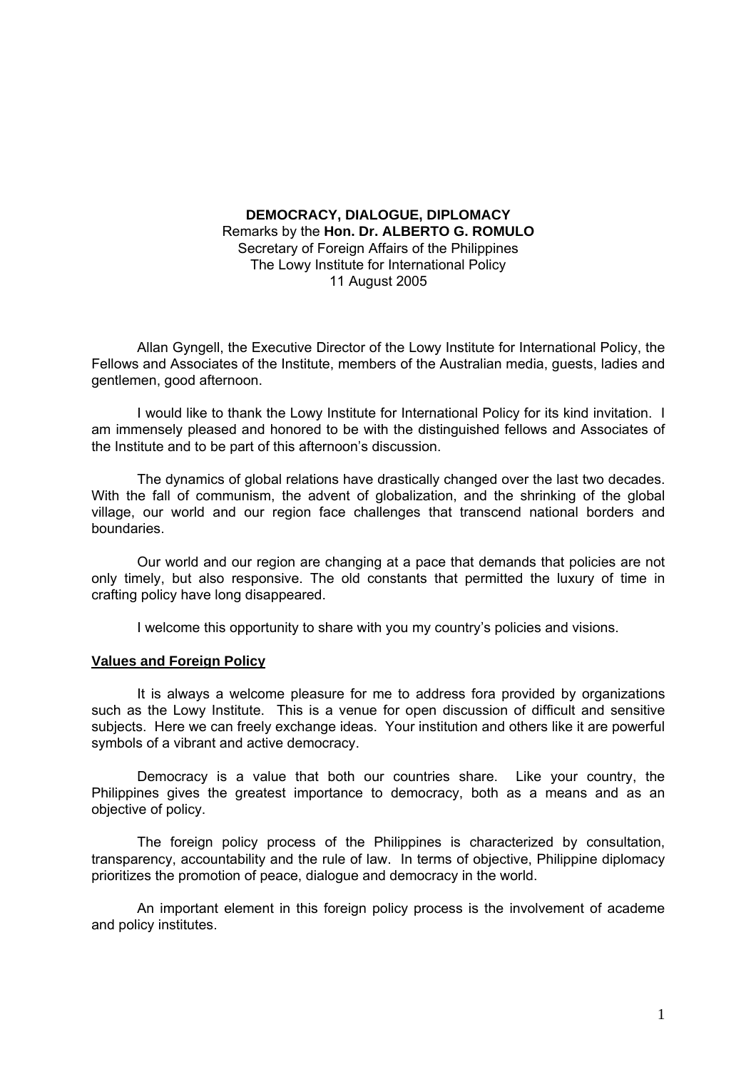**DEMOCRACY, DIALOGUE, DIPLOMACY**

Remarks by the **Hon. Dr. ALBERTO G. ROMULO**
Secretary of Foreign Affairs of the Philippines
The Lowy Institute for International Policy
11 August 2005

Allan Gyngell, the Executive Director of the Lowy Institute for International Policy, the Fellows and Associates of the Institute, members of the Australian media, guests, ladies and gentlemen, good afternoon.

I would like to thank the Lowy Institute for International Policy for its kind invitation. I am immensely pleased and honored to be with the distinguished fellows and Associates of the Institute and to be part of this afternoon's discussion.

The dynamics of global relations have drastically changed over the last two decades. With the fall of communism, the advent of globalization, and the shrinking of the global village, our world and our region face challenges that transcend national borders and boundaries.

Our world and our region are changing at a pace that demands that policies are not only timely, but also responsive. The old constants that permitted the luxury of time in crafting policy have long disappeared.

I welcome this opportunity to share with you my country's policies and visions.

## Values and Foreign Policy

It is always a welcome pleasure for me to address fora provided by organizations such as the Lowy Institute. This is a venue for open discussion of difficult and sensitive subjects. Here we can freely exchange ideas. Your institution and others like it are powerful symbols of a vibrant and active democracy.

Democracy is a value that both our countries share. Like your country, the Philippines gives the greatest importance to democracy, both as a means and as an objective of policy.

The foreign policy process of the Philippines is characterized by consultation, transparency, accountability and the rule of law. In terms of objective, Philippine diplomacy prioritizes the promotion of peace, dialogue and democracy in the world.

An important element in this foreign policy process is the involvement of academe and policy institutes.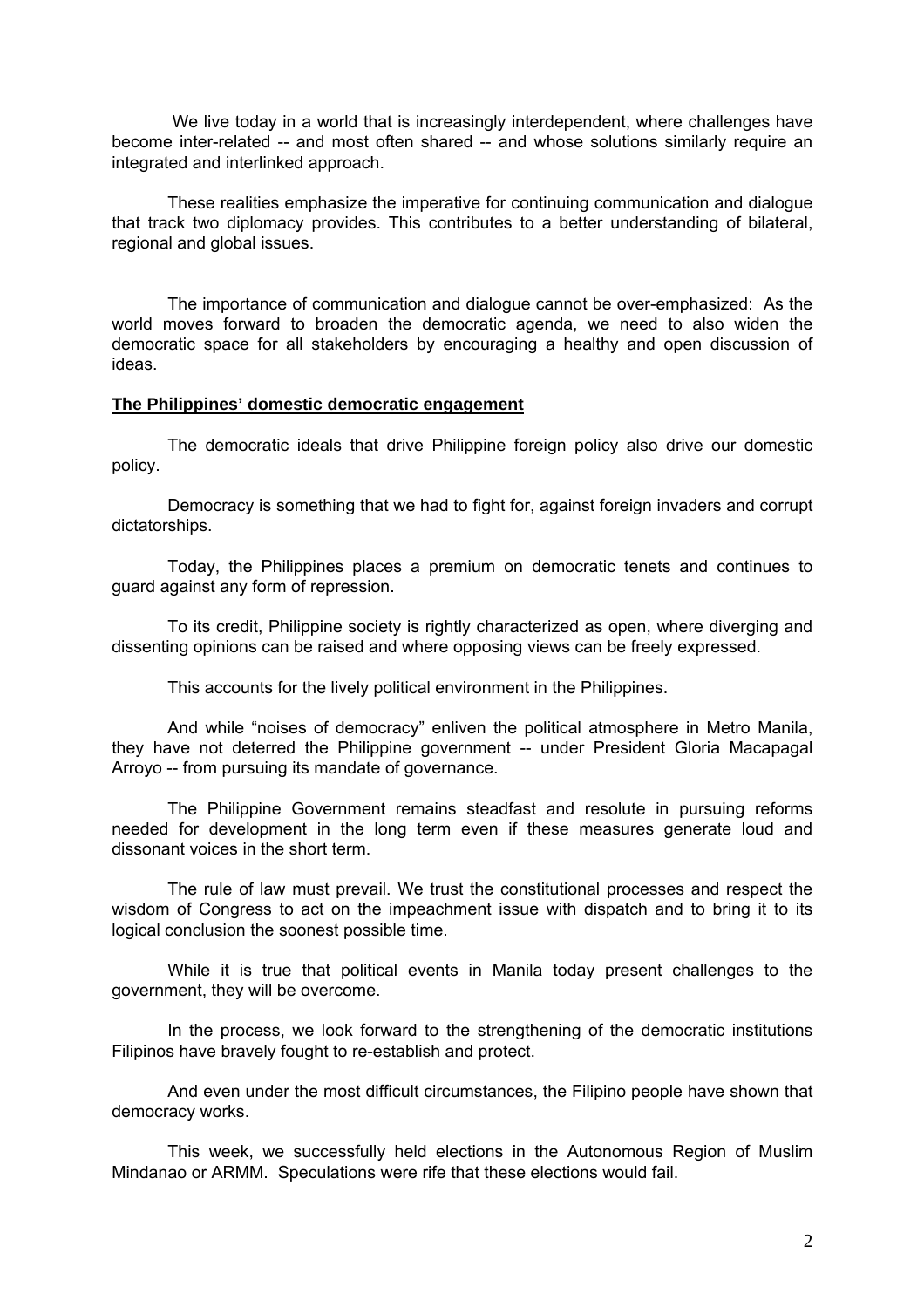We live today in a world that is increasingly interdependent, where challenges have become inter-related -- and most often shared -- and whose solutions similarly require an integrated and interlinked approach.

These realities emphasize the imperative for continuing communication and dialogue that track two diplomacy provides. This contributes to a better understanding of bilateral, regional and global issues.

The importance of communication and dialogue cannot be over-emphasized: As the world moves forward to broaden the democratic agenda, we need to also widen the democratic space for all stakeholders by encouraging a healthy and open discussion of ideas.

**The Philippines' domestic democratic engagement**

The democratic ideals that drive Philippine foreign policy also drive our domestic policy.

Democracy is something that we had to fight for, against foreign invaders and corrupt dictatorships.

Today, the Philippines places a premium on democratic tenets and continues to guard against any form of repression.

To its credit, Philippine society is rightly characterized as open, where diverging and dissenting opinions can be raised and where opposing views can be freely expressed.

This accounts for the lively political environment in the Philippines.

And while "noises of democracy" enliven the political atmosphere in Metro Manila, they have not deterred the Philippine government -- under President Gloria Macapagal Arroyo -- from pursuing its mandate of governance.

The Philippine Government remains steadfast and resolute in pursuing reforms needed for development in the long term even if these measures generate loud and dissonant voices in the short term.

The rule of law must prevail. We trust the constitutional processes and respect the wisdom of Congress to act on the impeachment issue with dispatch and to bring it to its logical conclusion the soonest possible time.

While it is true that political events in Manila today present challenges to the government, they will be overcome.

In the process, we look forward to the strengthening of the democratic institutions Filipinos have bravely fought to re-establish and protect.

And even under the most difficult circumstances, the Filipino people have shown that democracy works.

This week, we successfully held elections in the Autonomous Region of Muslim Mindanao or ARMM. Speculations were rife that these elections would fail.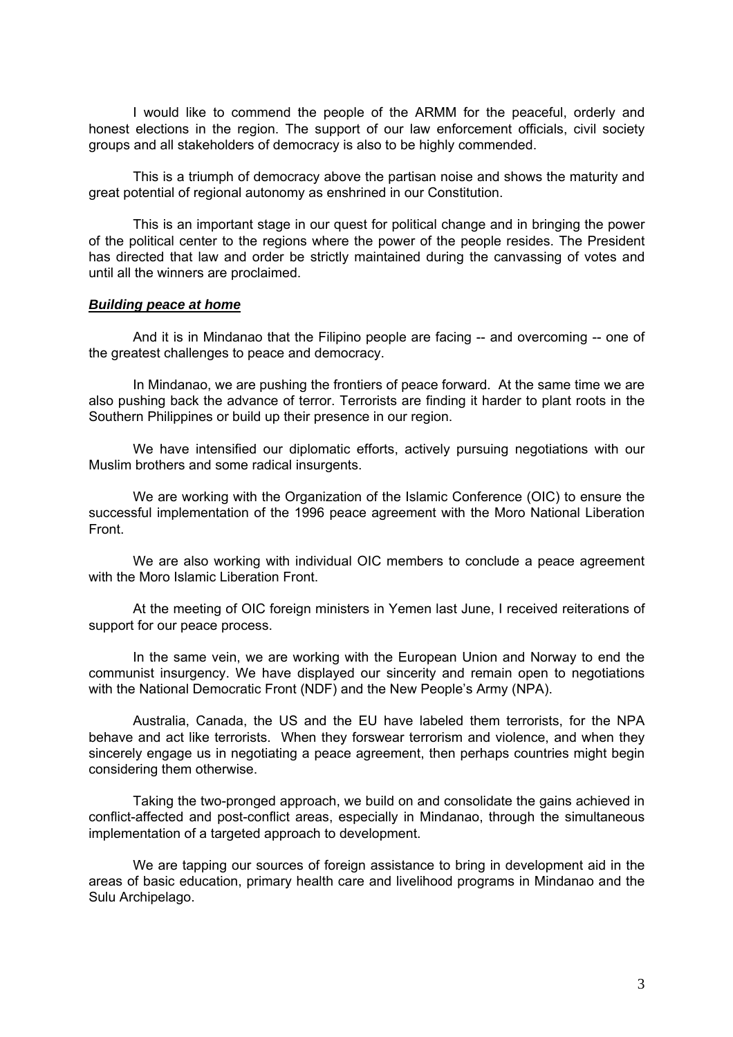I would like to commend the people of the ARMM for the peaceful, orderly and honest elections in the region. The support of our law enforcement officials, civil society groups and all stakeholders of democracy is also to be highly commended.

This is a triumph of democracy above the partisan noise and shows the maturity and great potential of regional autonomy as enshrined in our Constitution.

This is an important stage in our quest for political change and in bringing the power of the political center to the regions where the power of the people resides. The President has directed that law and order be strictly maintained during the canvassing of votes and until all the winners are proclaimed.

***Building peace at home***

And it is in Mindanao that the Filipino people are facing -- and overcoming -- one of the greatest challenges to peace and democracy.

In Mindanao, we are pushing the frontiers of peace forward. At the same time we are also pushing back the advance of terror. Terrorists are finding it harder to plant roots in the Southern Philippines or build up their presence in our region.

We have intensified our diplomatic efforts, actively pursuing negotiations with our Muslim brothers and some radical insurgents.

We are working with the Organization of the Islamic Conference (OIC) to ensure the successful implementation of the 1996 peace agreement with the Moro National Liberation Front.

We are also working with individual OIC members to conclude a peace agreement with the Moro Islamic Liberation Front.

At the meeting of OIC foreign ministers in Yemen last June, I received reiterations of support for our peace process.

In the same vein, we are working with the European Union and Norway to end the communist insurgency. We have displayed our sincerity and remain open to negotiations with the National Democratic Front (NDF) and the New People's Army (NPA).

Australia, Canada, the US and the EU have labeled them terrorists, for the NPA behave and act like terrorists. When they forswear terrorism and violence, and when they sincerely engage us in negotiating a peace agreement, then perhaps countries might begin considering them otherwise.

Taking the two-pronged approach, we build on and consolidate the gains achieved in conflict-affected and post-conflict areas, especially in Mindanao, through the simultaneous implementation of a targeted approach to development.

We are tapping our sources of foreign assistance to bring in development aid in the areas of basic education, primary health care and livelihood programs in Mindanao and the Sulu Archipelago.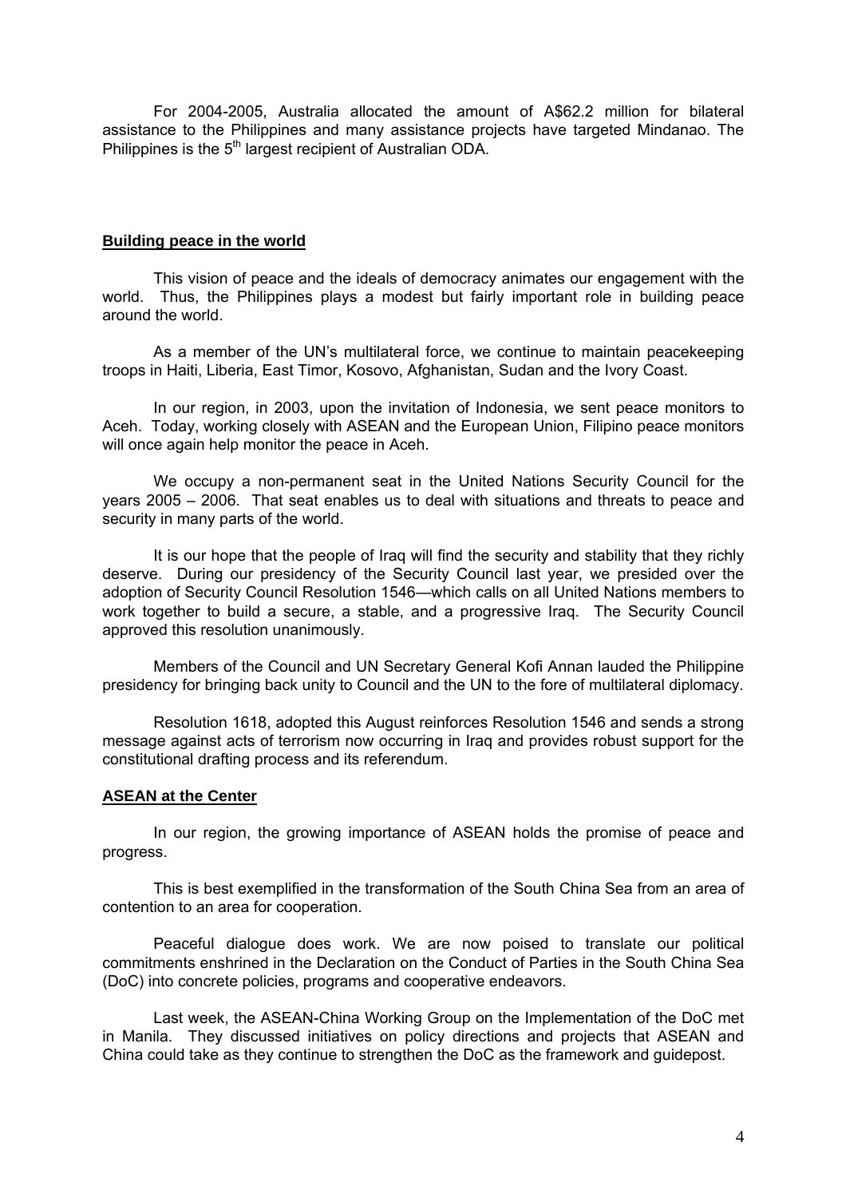For 2004-2005, Australia allocated the amount of A$62.2 million for bilateral assistance to the Philippines and many assistance projects have targeted Mindanao. The Philippines is the 5th largest recipient of Australian ODA.

**Building peace in the world**

This vision of peace and the ideals of democracy animates our engagement with the world. Thus, the Philippines plays a modest but fairly important role in building peace around the world.

As a member of the UN's multilateral force, we continue to maintain peacekeeping troops in Haiti, Liberia, East Timor, Kosovo, Afghanistan, Sudan and the Ivory Coast.

In our region, in 2003, upon the invitation of Indonesia, we sent peace monitors to Aceh. Today, working closely with ASEAN and the European Union, Filipino peace monitors will once again help monitor the peace in Aceh.

We occupy a non-permanent seat in the United Nations Security Council for the years 2005 – 2006. That seat enables us to deal with situations and threats to peace and security in many parts of the world.

It is our hope that the people of Iraq will find the security and stability that they richly deserve. During our presidency of the Security Council last year, we presided over the adoption of Security Council Resolution 1546—which calls on all United Nations members to work together to build a secure, a stable, and a progressive Iraq. The Security Council approved this resolution unanimously.

Members of the Council and UN Secretary General Kofi Annan lauded the Philippine presidency for bringing back unity to Council and the UN to the fore of multilateral diplomacy.

Resolution 1618, adopted this August reinforces Resolution 1546 and sends a strong message against acts of terrorism now occurring in Iraq and provides robust support for the constitutional drafting process and its referendum.

**ASEAN at the Center**

In our region, the growing importance of ASEAN holds the promise of peace and progress.

This is best exemplified in the transformation of the South China Sea from an area of contention to an area for cooperation.

Peaceful dialogue does work. We are now poised to translate our political commitments enshrined in the Declaration on the Conduct of Parties in the South China Sea (DoC) into concrete policies, programs and cooperative endeavors.

Last week, the ASEAN-China Working Group on the Implementation of the DoC met in Manila. They discussed initiatives on policy directions and projects that ASEAN and China could take as they continue to strengthen the DoC as the framework and guidepost.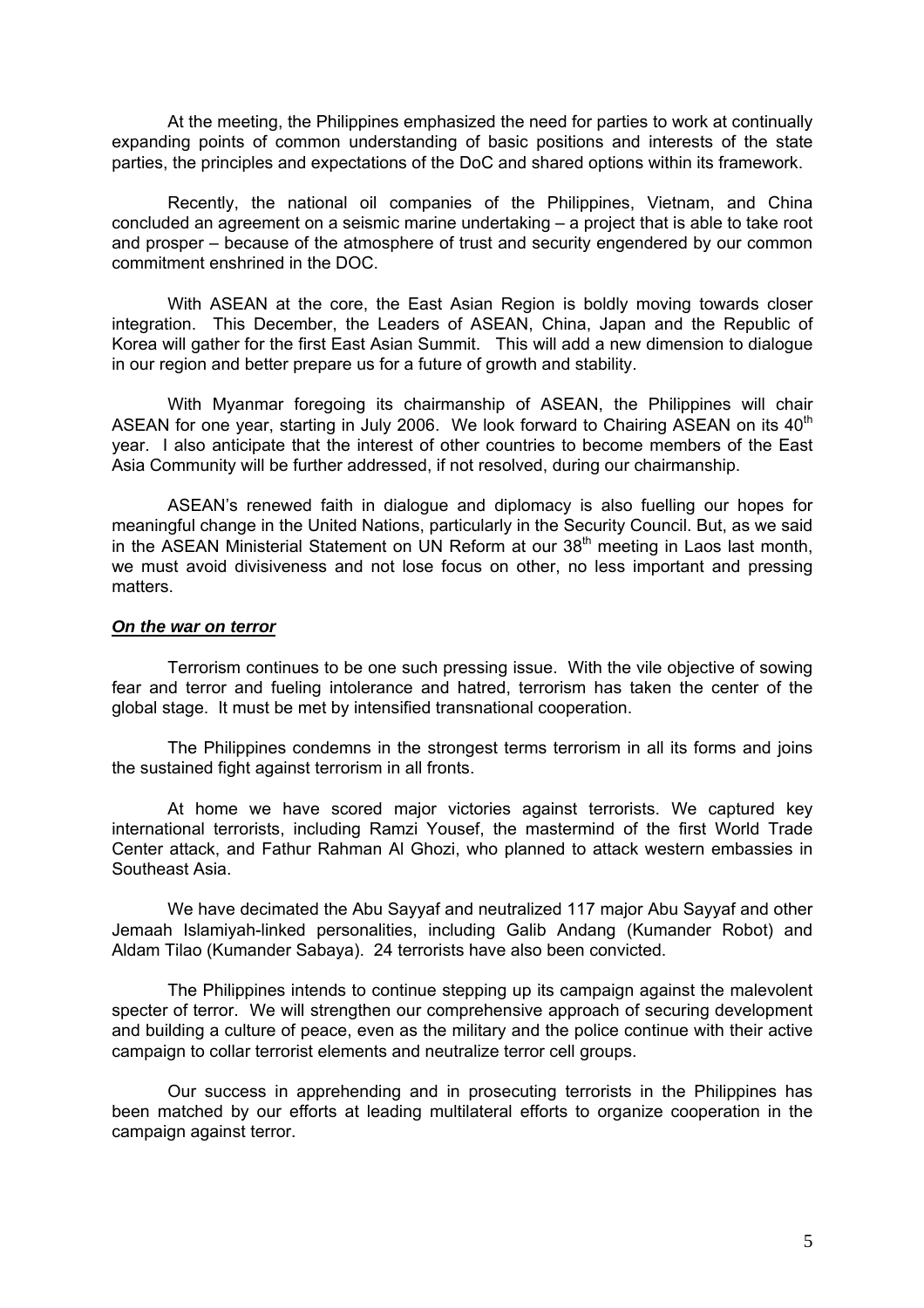At the meeting, the Philippines emphasized the need for parties to work at continually expanding points of common understanding of basic positions and interests of the state parties, the principles and expectations of the DoC and shared options within its framework.

Recently, the national oil companies of the Philippines, Vietnam, and China concluded an agreement on a seismic marine undertaking – a project that is able to take root and prosper – because of the atmosphere of trust and security engendered by our common commitment enshrined in the DOC.

With ASEAN at the core, the East Asian Region is boldly moving towards closer integration. This December, the Leaders of ASEAN, China, Japan and the Republic of Korea will gather for the first East Asian Summit. This will add a new dimension to dialogue in our region and better prepare us for a future of growth and stability.

With Myanmar foregoing its chairmanship of ASEAN, the Philippines will chair ASEAN for one year, starting in July 2006. We look forward to Chairing ASEAN on its 40th year. I also anticipate that the interest of other countries to become members of the East Asia Community will be further addressed, if not resolved, during our chairmanship.

ASEAN's renewed faith in dialogue and diplomacy is also fuelling our hopes for meaningful change in the United Nations, particularly in the Security Council. But, as we said in the ASEAN Ministerial Statement on UN Reform at our 38th meeting in Laos last month, we must avoid divisiveness and not lose focus on other, no less important and pressing matters.

***On the war on terror***

Terrorism continues to be one such pressing issue. With the vile objective of sowing fear and terror and fueling intolerance and hatred, terrorism has taken the center of the global stage. It must be met by intensified transnational cooperation.

The Philippines condemns in the strongest terms terrorism in all its forms and joins the sustained fight against terrorism in all fronts.

At home we have scored major victories against terrorists. We captured key international terrorists, including Ramzi Yousef, the mastermind of the first World Trade Center attack, and Fathur Rahman Al Ghozi, who planned to attack western embassies in Southeast Asia.

We have decimated the Abu Sayyaf and neutralized 117 major Abu Sayyaf and other Jemaah Islamiyah-linked personalities, including Galib Andang (Kumander Robot) and Aldam Tilao (Kumander Sabaya). 24 terrorists have also been convicted.

The Philippines intends to continue stepping up its campaign against the malevolent specter of terror. We will strengthen our comprehensive approach of securing development and building a culture of peace, even as the military and the police continue with their active campaign to collar terrorist elements and neutralize terror cell groups.

Our success in apprehending and in prosecuting terrorists in the Philippines has been matched by our efforts at leading multilateral efforts to organize cooperation in the campaign against terror.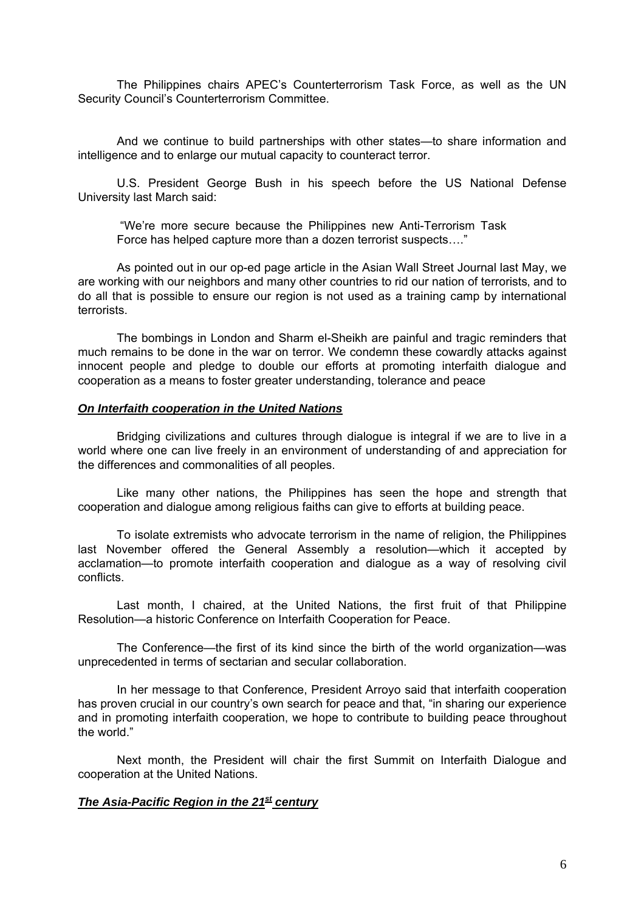The Philippines chairs APEC's Counterterrorism Task Force, as well as the UN Security Council's Counterterrorism Committee.

And we continue to build partnerships with other states—to share information and intelligence and to enlarge our mutual capacity to counteract terror.

U.S. President George Bush in his speech before the US National Defense University last March said:

> "We're more secure because the Philippines new Anti-Terrorism Task Force has helped capture more than a dozen terrorist suspects…."

As pointed out in our op-ed page article in the Asian Wall Street Journal last May, we are working with our neighbors and many other countries to rid our nation of terrorists, and to do all that is possible to ensure our region is not used as a training camp by international terrorists.

The bombings in London and Sharm el-Sheikh are painful and tragic reminders that much remains to be done in the war on terror. We condemn these cowardly attacks against innocent people and pledge to double our efforts at promoting interfaith dialogue and cooperation as a means to foster greater understanding, tolerance and peace

***On Interfaith cooperation in the United Nations***

Bridging civilizations and cultures through dialogue is integral if we are to live in a world where one can live freely in an environment of understanding of and appreciation for the differences and commonalities of all peoples.

Like many other nations, the Philippines has seen the hope and strength that cooperation and dialogue among religious faiths can give to efforts at building peace.

To isolate extremists who advocate terrorism in the name of religion, the Philippines last November offered the General Assembly a resolution—which it accepted by acclamation—to promote interfaith cooperation and dialogue as a way of resolving civil conflicts.

Last month, I chaired, at the United Nations, the first fruit of that Philippine Resolution—a historic Conference on Interfaith Cooperation for Peace.

The Conference—the first of its kind since the birth of the world organization—was unprecedented in terms of sectarian and secular collaboration.

In her message to that Conference, President Arroyo said that interfaith cooperation has proven crucial in our country's own search for peace and that, "in sharing our experience and in promoting interfaith cooperation, we hope to contribute to building peace throughout the world."

Next month, the President will chair the first Summit on Interfaith Dialogue and cooperation at the United Nations.

***The Asia-Pacific Region in the 21st century***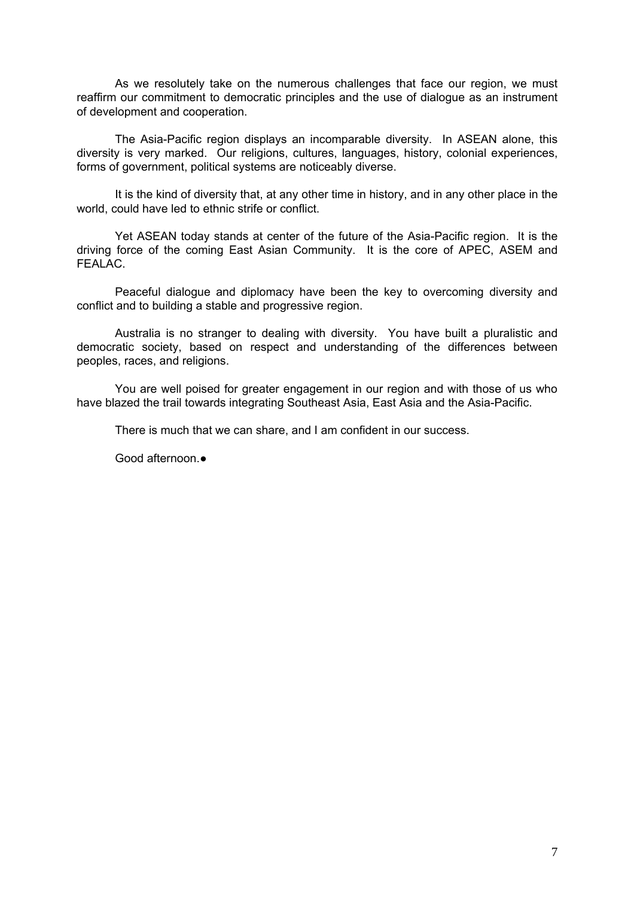As we resolutely take on the numerous challenges that face our region, we must reaffirm our commitment to democratic principles and the use of dialogue as an instrument of development and cooperation.

The Asia-Pacific region displays an incomparable diversity. In ASEAN alone, this diversity is very marked. Our religions, cultures, languages, history, colonial experiences, forms of government, political systems are noticeably diverse.

It is the kind of diversity that, at any other time in history, and in any other place in the world, could have led to ethnic strife or conflict.

Yet ASEAN today stands at center of the future of the Asia-Pacific region. It is the driving force of the coming East Asian Community. It is the core of APEC, ASEM and FEALAC.

Peaceful dialogue and diplomacy have been the key to overcoming diversity and conflict and to building a stable and progressive region.

Australia is no stranger to dealing with diversity. You have built a pluralistic and democratic society, based on respect and understanding of the differences between peoples, races, and religions.

You are well poised for greater engagement in our region and with those of us who have blazed the trail towards integrating Southeast Asia, East Asia and the Asia-Pacific.

There is much that we can share, and I am confident in our success.

Good afternoon.●